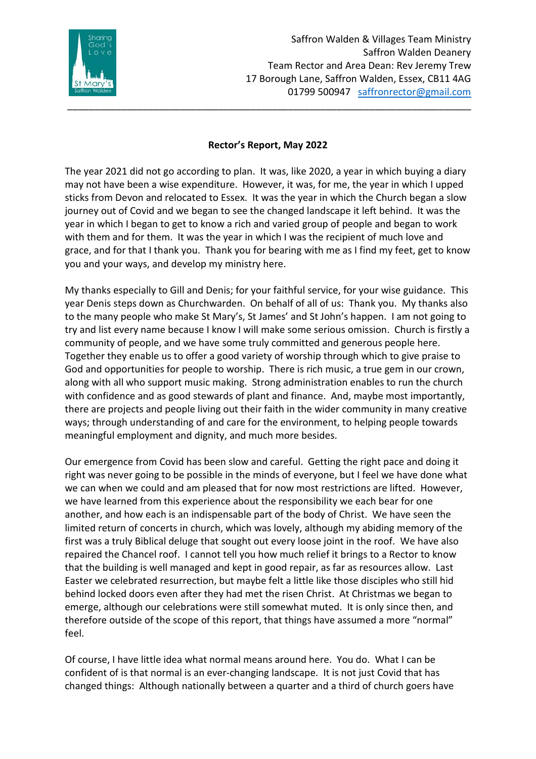Saffron Walden & Villages Team Ministry
Saffron Walden Deanery
Team Rector and Area Dean: Rev Jeremy Trew
17 Borough Lane, Saffron Walden, Essex, CB11 4AG
01799 500947 saffronrector@gmail.com

---

**Rector's Report, May 2022**

The year 2021 did not go according to plan. It was, like 2020, a year in which buying a diary may not have been a wise expenditure. However, it was, for me, the year in which I upped sticks from Devon and relocated to Essex. It was the year in which the Church began a slow journey out of Covid and we began to see the changed landscape it left behind. It was the year in which I began to get to know a rich and varied group of people and began to work with them and for them. It was the year in which I was the recipient of much love and grace, and for that I thank you. Thank you for bearing with me as I find my feet, get to know you and your ways, and develop my ministry here.

My thanks especially to Gill and Denis; for your faithful service, for your wise guidance. This year Denis steps down as Churchwarden. On behalf of all of us: Thank you. My thanks also to the many people who make St Mary's, St James' and St John's happen. I am not going to try and list every name because I know I will make some serious omission. Church is firstly a community of people, and we have some truly committed and generous people here. Together they enable us to offer a good variety of worship through which to give praise to God and opportunities for people to worship. There is rich music, a true gem in our crown, along with all who support music making. Strong administration enables to run the church with confidence and as good stewards of plant and finance. And, maybe most importantly, there are projects and people living out their faith in the wider community in many creative ways; through understanding of and care for the environment, to helping people towards meaningful employment and dignity, and much more besides.

Our emergence from Covid has been slow and careful. Getting the right pace and doing it right was never going to be possible in the minds of everyone, but I feel we have done what we can when we could and am pleased that for now most restrictions are lifted. However, we have learned from this experience about the responsibility we each bear for one another, and how each is an indispensable part of the body of Christ. We have seen the limited return of concerts in church, which was lovely, although my abiding memory of the first was a truly Biblical deluge that sought out every loose joint in the roof. We have also repaired the Chancel roof. I cannot tell you how much relief it brings to a Rector to know that the building is well managed and kept in good repair, as far as resources allow. Last Easter we celebrated resurrection, but maybe felt a little like those disciples who still hid behind locked doors even after they had met the risen Christ. At Christmas we began to emerge, although our celebrations were still somewhat muted. It is only since then, and therefore outside of the scope of this report, that things have assumed a more "normal" feel.

Of course, I have little idea what normal means around here. You do. What I can be confident of is that normal is an ever-changing landscape. It is not just Covid that has changed things: Although nationally between a quarter and a third of church goers have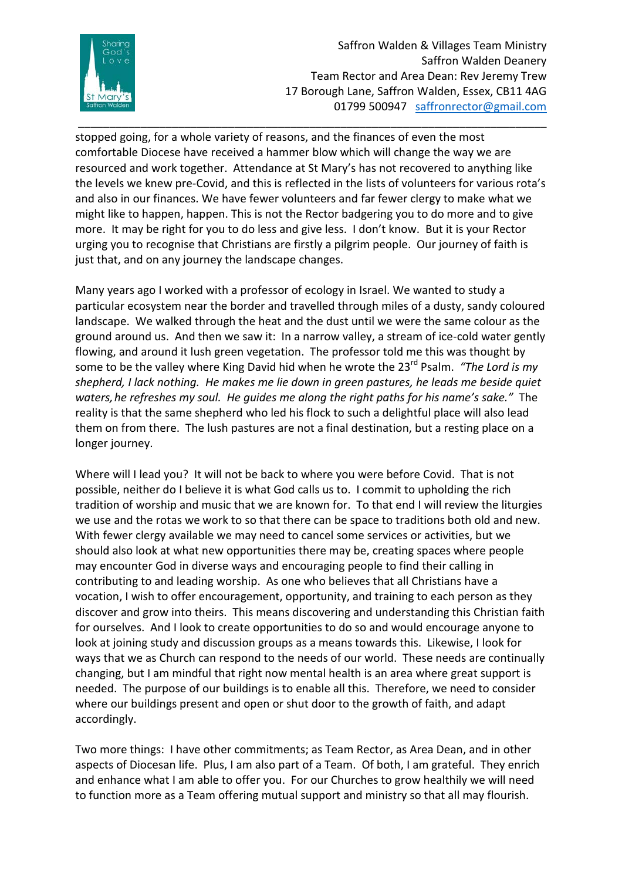stopped going, for a whole variety of reasons, and the finances of even the most comfortable Diocese have received a hammer blow which will change the way we are resourced and work together. Attendance at St Mary's has not recovered to anything like the levels we knew pre-Covid, and this is reflected in the lists of volunteers for various rota's and also in our finances. We have fewer volunteers and far fewer clergy to make what we might like to happen, happen. This is not the Rector badgering you to do more and to give more. It may be right for you to do less and give less. I don't know. But it is your Rector urging you to recognise that Christians are firstly a pilgrim people. Our journey of faith is just that, and on any journey the landscape changes.

Many years ago I worked with a professor of ecology in Israel. We wanted to study a particular ecosystem near the border and travelled through miles of a dusty, sandy coloured landscape. We walked through the heat and the dust until we were the same colour as the ground around us. And then we saw it: In a narrow valley, a stream of ice-cold water gently flowing, and around it lush green vegetation. The professor told me this was thought by some to be the valley where King David hid when he wrote the 23rd Psalm. *"The Lord is my shepherd, I lack nothing. He makes me lie down in green pastures, he leads me beside quiet waters, he refreshes my soul. He guides me along the right paths for his name's sake."* The reality is that the same shepherd who led his flock to such a delightful place will also lead them on from there. The lush pastures are not a final destination, but a resting place on a longer journey.

Where will I lead you? It will not be back to where you were before Covid. That is not possible, neither do I believe it is what God calls us to. I commit to upholding the rich tradition of worship and music that we are known for. To that end I will review the liturgies we use and the rotas we work to so that there can be space to traditions both old and new. With fewer clergy available we may need to cancel some services or activities, but we should also look at what new opportunities there may be, creating spaces where people may encounter God in diverse ways and encouraging people to find their calling in contributing to and leading worship. As one who believes that all Christians have a vocation, I wish to offer encouragement, opportunity, and training to each person as they discover and grow into theirs. This means discovering and understanding this Christian faith for ourselves. And I look to create opportunities to do so and would encourage anyone to look at joining study and discussion groups as a means towards this. Likewise, I look for ways that we as Church can respond to the needs of our world. These needs are continually changing, but I am mindful that right now mental health is an area where great support is needed. The purpose of our buildings is to enable all this. Therefore, we need to consider where our buildings present and open or shut door to the growth of faith, and adapt accordingly.

Two more things: I have other commitments; as Team Rector, as Area Dean, and in other aspects of Diocesan life. Plus, I am also part of a Team. Of both, I am grateful. They enrich and enhance what I am able to offer you. For our Churches to grow healthily we will need to function more as a Team offering mutual support and ministry so that all may flourish.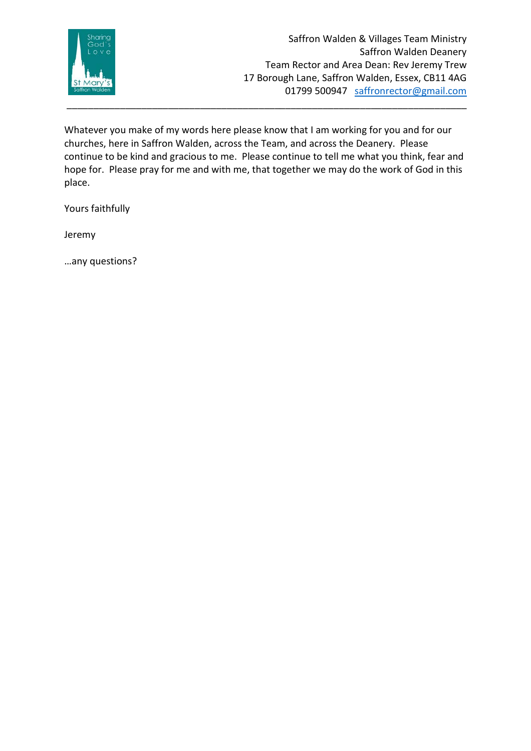Whatever you make of my words here please know that I am working for you and for our churches, here in Saffron Walden, across the Team, and across the Deanery. Please continue to be kind and gracious to me. Please continue to tell me what you think, fear and hope for. Please pray for me and with me, that together we may do the work of God in this place.

Yours faithfully

Jeremy

…any questions?